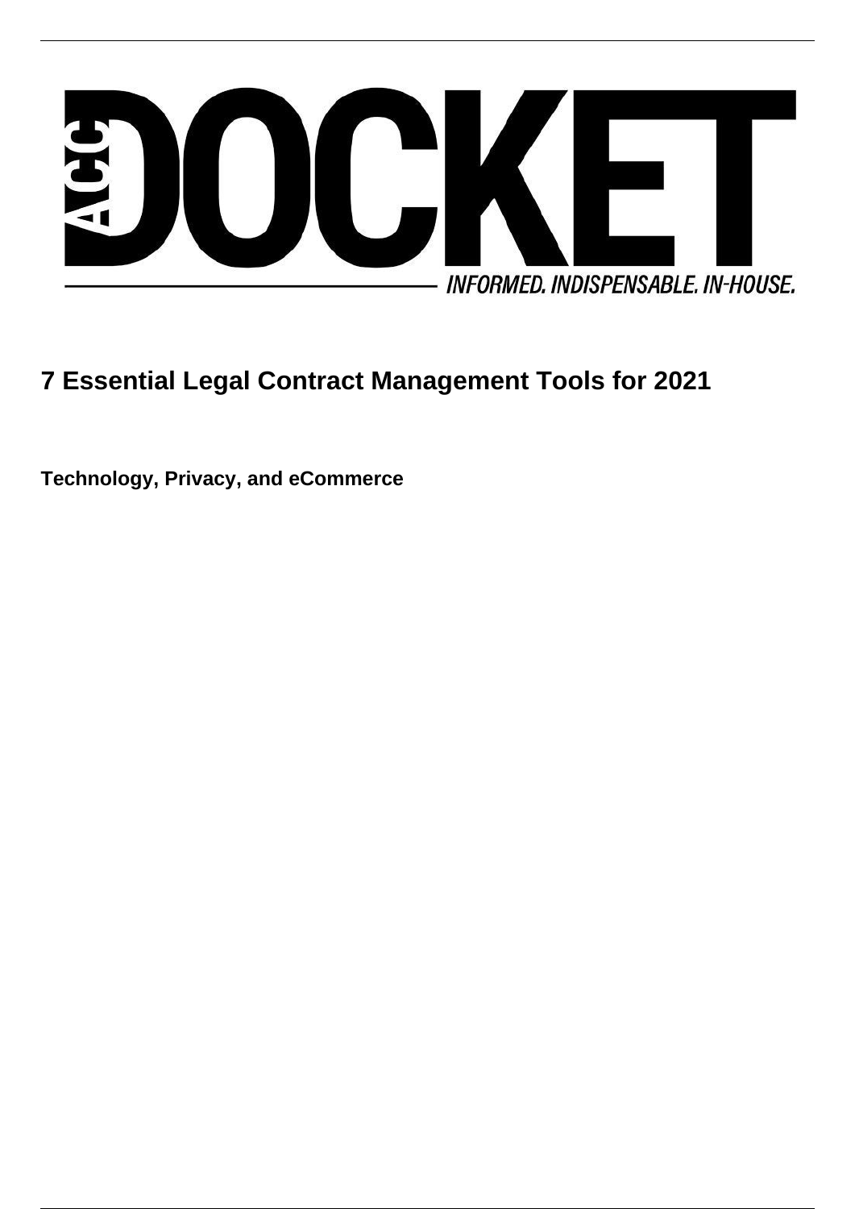# 7 Essential Legal Contract Management Tools for 2021

**Technology, Privacy, and eCommerce**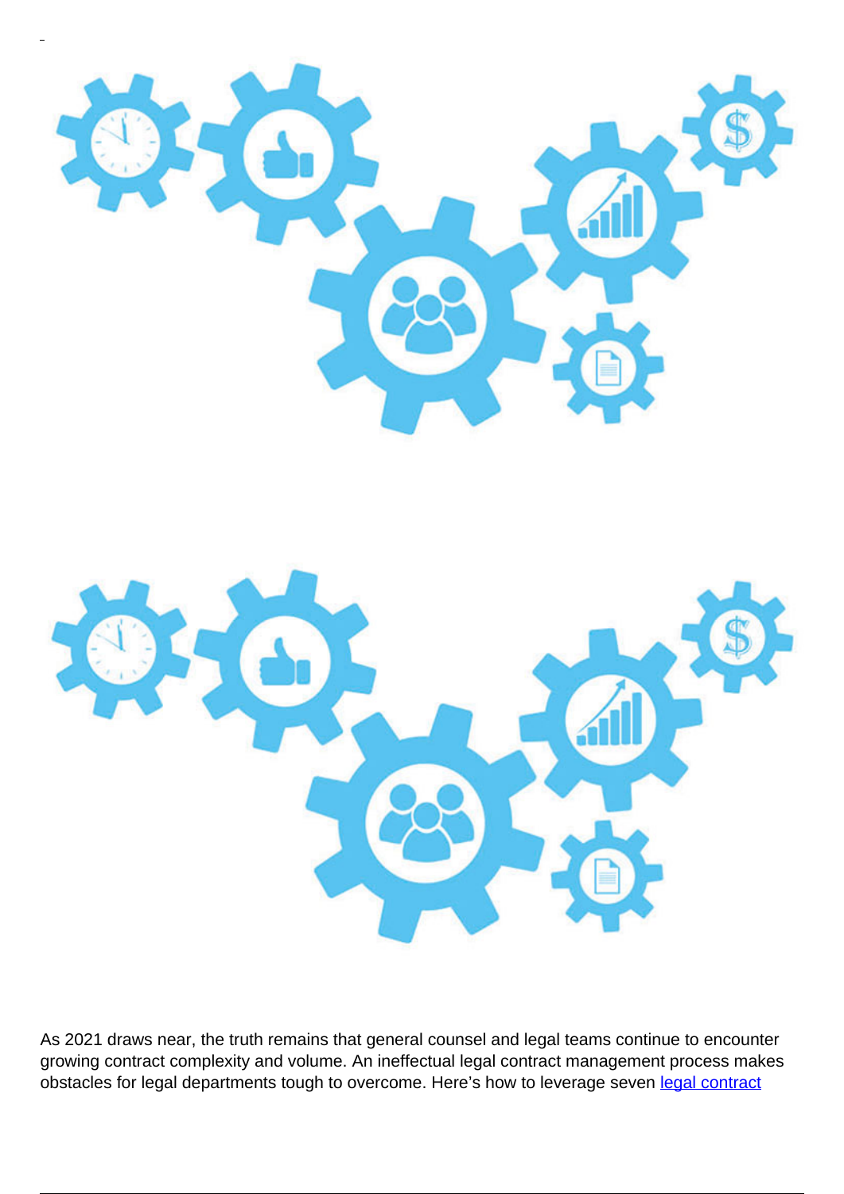As 2021 draws near, the truth remains that general counsel and legal teams continue to encounter growing contract complexity and volume. An ineffectual legal contract management process makes obstacles for legal departments tough to overcome. Here's how to leverage seven legal contract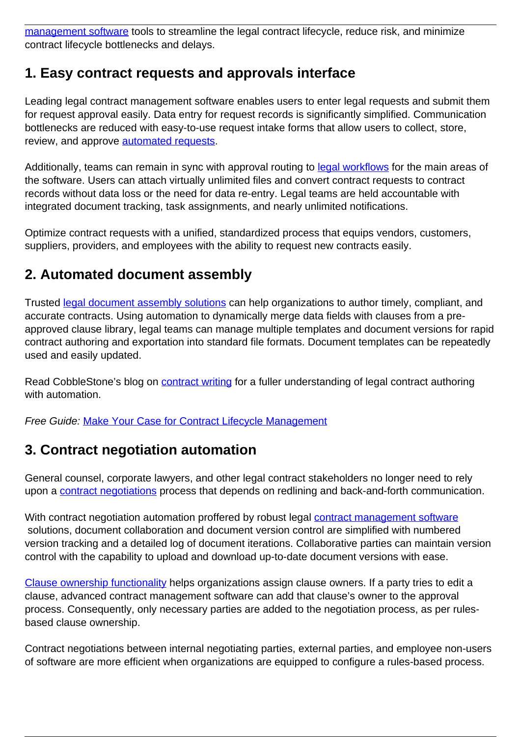management software tools to streamline the legal contract lifecycle, reduce risk, and minimize contract lifecycle bottlenecks and delays.

## 1. Easy contract requests and approvals interface

Leading legal contract management software enables users to enter legal requests and submit them for request approval easily. Data entry for request records is significantly simplified. Communication bottlenecks are reduced with easy-to-use request intake forms that allow users to collect, store, review, and approve automated requests.

Additionally, teams can remain in sync with approval routing to legal workflows for the main areas of the software. Users can attach virtually unlimited files and convert contract requests to contract records without data loss or the need for data re-entry. Legal teams are held accountable with integrated document tracking, task assignments, and nearly unlimited notifications.

Optimize contract requests with a unified, standardized process that equips vendors, customers, suppliers, providers, and employees with the ability to request new contracts easily.

## 2. Automated document assembly

Trusted legal document assembly solutions can help organizations to author timely, compliant, and accurate contracts. Using automation to dynamically merge data fields with clauses from a pre-approved clause library, legal teams can manage multiple templates and document versions for rapid contract authoring and exportation into standard file formats. Document templates can be repeatedly used and easily updated.

Read CobbleStone's blog on contract writing for a fuller understanding of legal contract authoring with automation.

*Free Guide:* Make Your Case for Contract Lifecycle Management

## 3. Contract negotiation automation

General counsel, corporate lawyers, and other legal contract stakeholders no longer need to rely upon a contract negotiations process that depends on redlining and back-and-forth communication.

With contract negotiation automation proffered by robust legal contract management software solutions, document collaboration and document version control are simplified with numbered version tracking and a detailed log of document iterations. Collaborative parties can maintain version control with the capability to upload and download up-to-date document versions with ease.

Clause ownership functionality helps organizations assign clause owners. If a party tries to edit a clause, advanced contract management software can add that clause's owner to the approval process. Consequently, only necessary parties are added to the negotiation process, as per rules-based clause ownership.

Contract negotiations between internal negotiating parties, external parties, and employee non-users of software are more efficient when organizations are equipped to configure a rules-based process.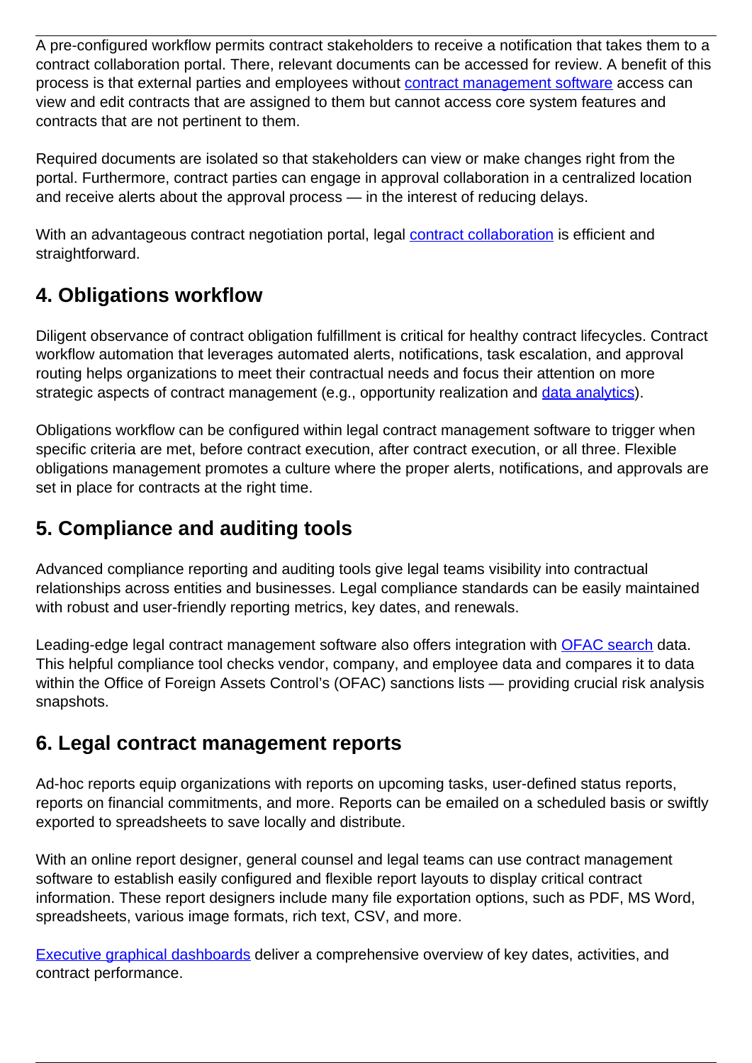A pre-configured workflow permits contract stakeholders to receive a notification that takes them to a contract collaboration portal. There, relevant documents can be accessed for review. A benefit of this process is that external parties and employees without [contract management software](#) access can view and edit contracts that are assigned to them but cannot access core system features and contracts that are not pertinent to them.

Required documents are isolated so that stakeholders can view or make changes right from the portal. Furthermore, contract parties can engage in approval collaboration in a centralized location and receive alerts about the approval process — in the interest of reducing delays.

With an advantageous contract negotiation portal, legal [contract collaboration](#) is efficient and straightforward.

## 4. Obligations workflow

Diligent observance of contract obligation fulfillment is critical for healthy contract lifecycles. Contract workflow automation that leverages automated alerts, notifications, task escalation, and approval routing helps organizations to meet their contractual needs and focus their attention on more strategic aspects of contract management (e.g., opportunity realization and [data analytics](#)).

Obligations workflow can be configured within legal contract management software to trigger when specific criteria are met, before contract execution, after contract execution, or all three. Flexible obligations management promotes a culture where the proper alerts, notifications, and approvals are set in place for contracts at the right time.

## 5. Compliance and auditing tools

Advanced compliance reporting and auditing tools give legal teams visibility into contractual relationships across entities and businesses. Legal compliance standards can be easily maintained with robust and user-friendly reporting metrics, key dates, and renewals.

Leading-edge legal contract management software also offers integration with [OFAC search](#) data. This helpful compliance tool checks vendor, company, and employee data and compares it to data within the Office of Foreign Assets Control's (OFAC) sanctions lists — providing crucial risk analysis snapshots.

## 6. Legal contract management reports

Ad-hoc reports equip organizations with reports on upcoming tasks, user-defined status reports, reports on financial commitments, and more. Reports can be emailed on a scheduled basis or swiftly exported to spreadsheets to save locally and distribute.

With an online report designer, general counsel and legal teams can use contract management software to establish easily configured and flexible report layouts to display critical contract information. These report designers include many file exportation options, such as PDF, MS Word, spreadsheets, various image formats, rich text, CSV, and more.

[Executive graphical dashboards](#) deliver a comprehensive overview of key dates, activities, and contract performance.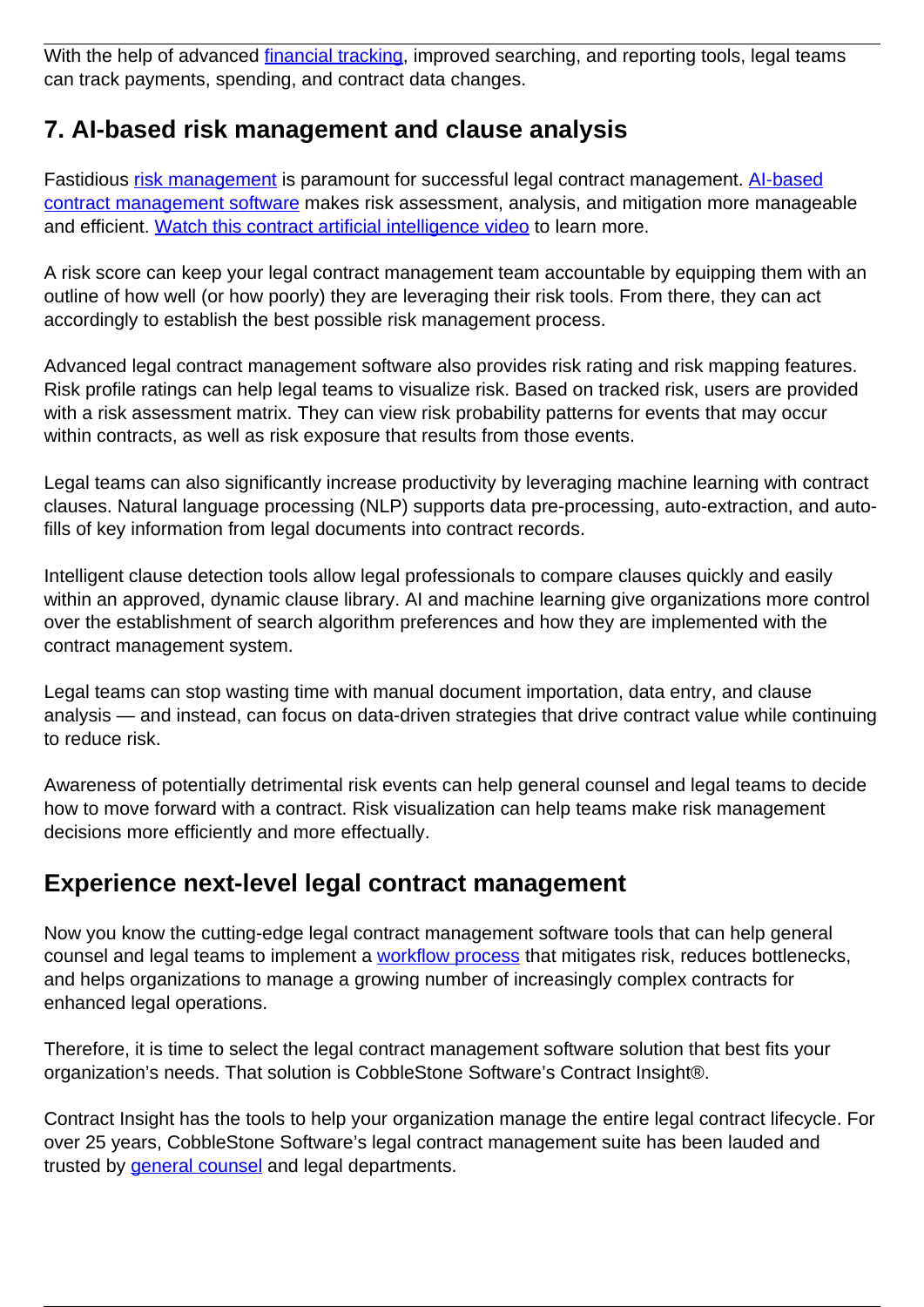With the help of advanced [financial tracking](), improved searching, and reporting tools, legal teams can track payments, spending, and contract data changes.

## 7. AI-based risk management and clause analysis

Fastidious [risk management]() is paramount for successful legal contract management. [AI-based contract management software]() makes risk assessment, analysis, and mitigation more manageable and efficient. [Watch this contract artificial intelligence video]() to learn more.

A risk score can keep your legal contract management team accountable by equipping them with an outline of how well (or how poorly) they are leveraging their risk tools. From there, they can act accordingly to establish the best possible risk management process.

Advanced legal contract management software also provides risk rating and risk mapping features. Risk profile ratings can help legal teams to visualize risk. Based on tracked risk, users are provided with a risk assessment matrix. They can view risk probability patterns for events that may occur within contracts, as well as risk exposure that results from those events.

Legal teams can also significantly increase productivity by leveraging machine learning with contract clauses. Natural language processing (NLP) supports data pre-processing, auto-extraction, and auto-fills of key information from legal documents into contract records.

Intelligent clause detection tools allow legal professionals to compare clauses quickly and easily within an approved, dynamic clause library. AI and machine learning give organizations more control over the establishment of search algorithm preferences and how they are implemented with the contract management system.

Legal teams can stop wasting time with manual document importation, data entry, and clause analysis — and instead, can focus on data-driven strategies that drive contract value while continuing to reduce risk.

Awareness of potentially detrimental risk events can help general counsel and legal teams to decide how to move forward with a contract. Risk visualization can help teams make risk management decisions more efficiently and more effectually.

## Experience next-level legal contract management

Now you know the cutting-edge legal contract management software tools that can help general counsel and legal teams to implement a [workflow process]() that mitigates risk, reduces bottlenecks, and helps organizations to manage a growing number of increasingly complex contracts for enhanced legal operations.

Therefore, it is time to select the legal contract management software solution that best fits your organization's needs. That solution is CobbleStone Software's Contract Insight®.

Contract Insight has the tools to help your organization manage the entire legal contract lifecycle. For over 25 years, CobbleStone Software's legal contract management suite has been lauded and trusted by [general counsel]() and legal departments.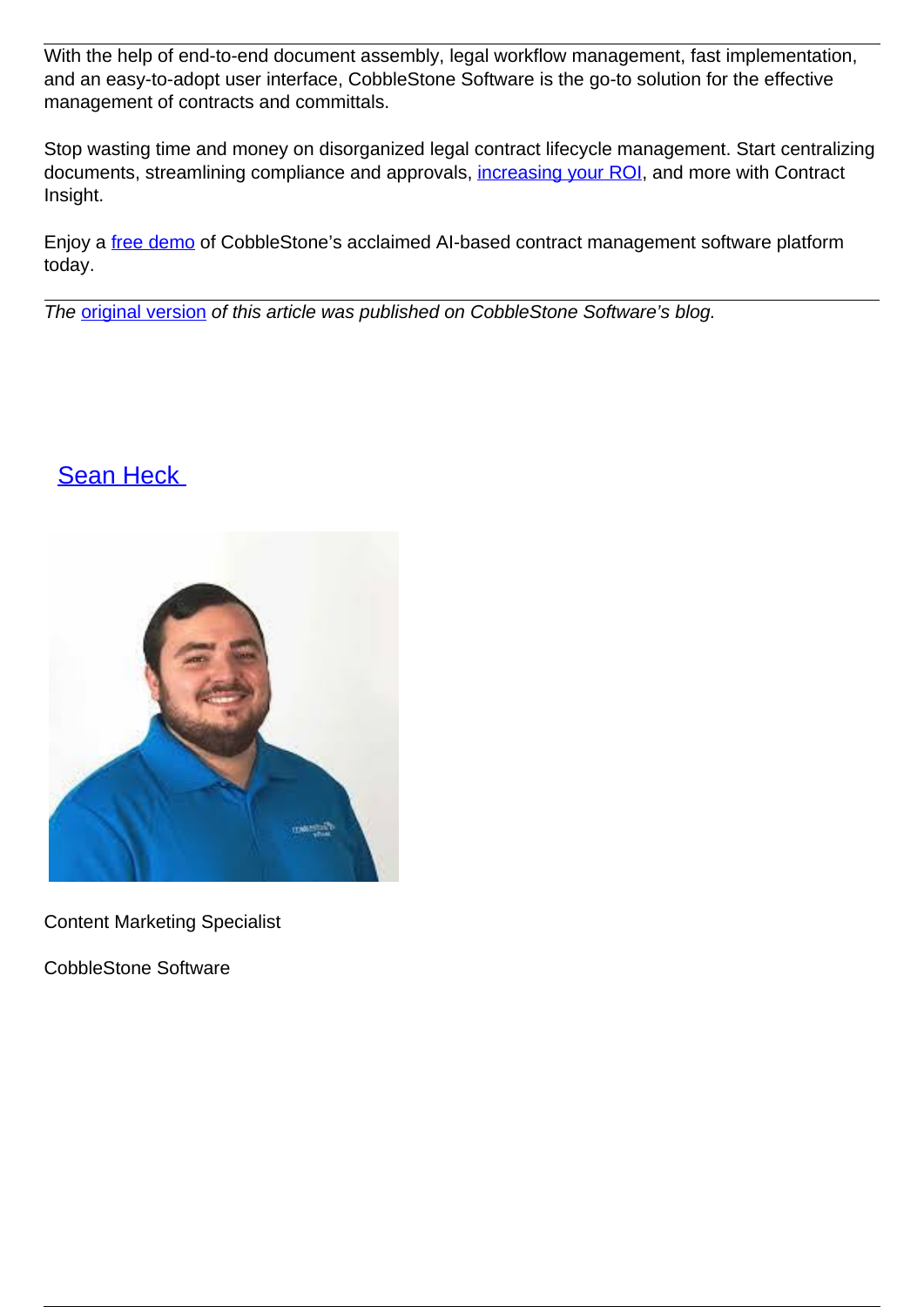With the help of end-to-end document assembly, legal workflow management, fast implementation, and an easy-to-adopt user interface, CobbleStone Software is the go-to solution for the effective management of contracts and committals.

Stop wasting time and money on disorganized legal contract lifecycle management. Start centralizing documents, streamlining compliance and approvals, increasing your ROI, and more with Contract Insight.

Enjoy a free demo of CobbleStone's acclaimed AI-based contract management software platform today.

---

*The original version of this article was published on CobbleStone Software's blog.*

Sean Heck

Content Marketing Specialist

CobbleStone Software